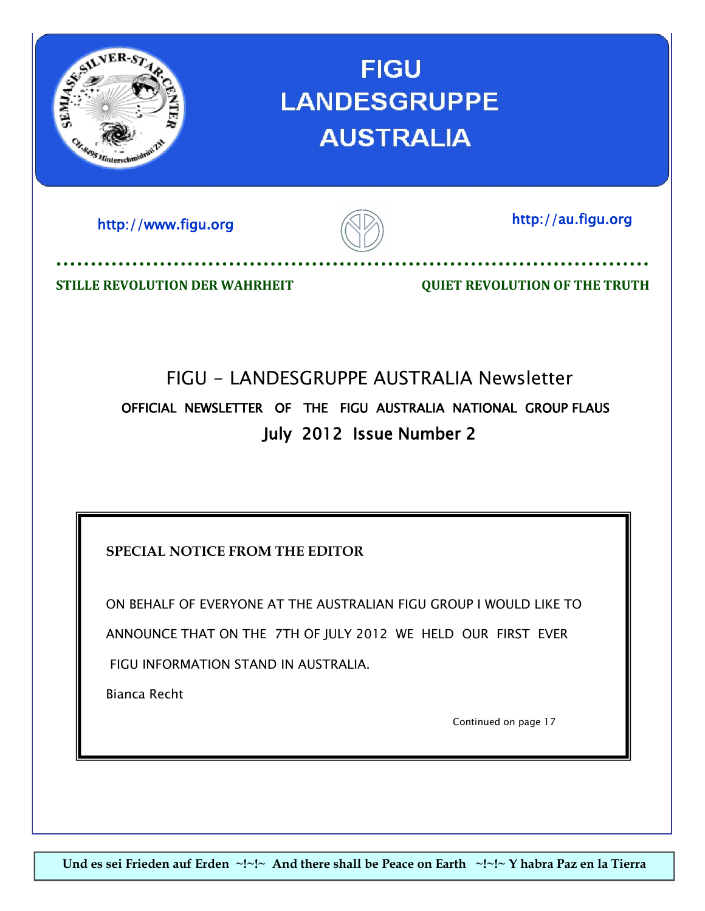# FIGU LANDESGRUPPE AUSTRALIA

http://www.figu.org

http://au.figu.org

**STILLE REVOLUTION DER WAHRHEIT**

**QUIET REVOLUTION OF THE TRUTH**

## FIGU - LANDESGRUPPE AUSTRALIA Newsletter

OFFICIAL NEWSLETTER OF THE FIGU AUSTRALIA NATIONAL GROUP FLAUS

July 2012 Issue Number 2

**SPECIAL NOTICE FROM THE EDITOR**

ON BEHALF OF EVERYONE AT THE AUSTRALIAN FIGU GROUP I WOULD LIKE TO ANNOUNCE THAT ON THE 7TH OF JULY 2012 WE HELD OUR FIRST EVER FIGU INFORMATION STAND IN AUSTRALIA.

Bianca Recht

Continued on page 17

**Und es sei Frieden auf Erden ~!~!~ And there shall be Peace on Earth ~!~!~ Y habra Paz en la Tierra**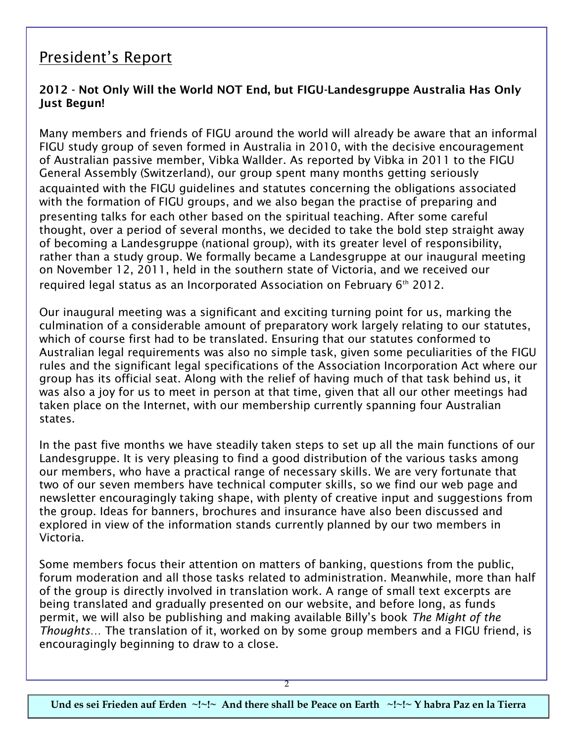## President's Report

**2012 - Not Only Will the World NOT End, but FIGU-Landesgruppe Australia Has Only Just Begun!**

Many members and friends of FIGU around the world will already be aware that an informal FIGU study group of seven formed in Australia in 2010, with the decisive encouragement of Australian passive member, Vibka Wallder. As reported by Vibka in 2011 to the FIGU General Assembly (Switzerland), our group spent many months getting seriously acquainted with the FIGU guidelines and statutes concerning the obligations associated with the formation of FIGU groups, and we also began the practise of preparing and presenting talks for each other based on the spiritual teaching. After some careful thought, over a period of several months, we decided to take the bold step straight away of becoming a Landesgruppe (national group), with its greater level of responsibility, rather than a study group. We formally became a Landesgruppe at our inaugural meeting on November 12, 2011, held in the southern state of Victoria, and we received our required legal status as an Incorporated Association on February 6th 2012.

Our inaugural meeting was a significant and exciting turning point for us, marking the culmination of a considerable amount of preparatory work largely relating to our statutes, which of course first had to be translated. Ensuring that our statutes conformed to Australian legal requirements was also no simple task, given some peculiarities of the FIGU rules and the significant legal specifications of the Association Incorporation Act where our group has its official seat. Along with the relief of having much of that task behind us, it was also a joy for us to meet in person at that time, given that all our other meetings had taken place on the Internet, with our membership currently spanning four Australian states.

In the past five months we have steadily taken steps to set up all the main functions of our Landesgruppe. It is very pleasing to find a good distribution of the various tasks among our members, who have a practical range of necessary skills. We are very fortunate that two of our seven members have technical computer skills, so we find our web page and newsletter encouragingly taking shape, with plenty of creative input and suggestions from the group. Ideas for banners, brochures and insurance have also been discussed and explored in view of the information stands currently planned by our two members in Victoria.

Some members focus their attention on matters of banking, questions from the public, forum moderation and all those tasks related to administration. Meanwhile, more than half of the group is directly involved in translation work. A range of small text excerpts are being translated and gradually presented on our website, and before long, as funds permit, we will also be publishing and making available Billy's book *The Might of the Thoughts…* The translation of it, worked on by some group members and a FIGU friend, is encouragingly beginning to draw to a close.

**Und es sei Frieden auf Erden ~!~!~ And there shall be Peace on Earth ~!~!~ Y habra Paz en la Tierra**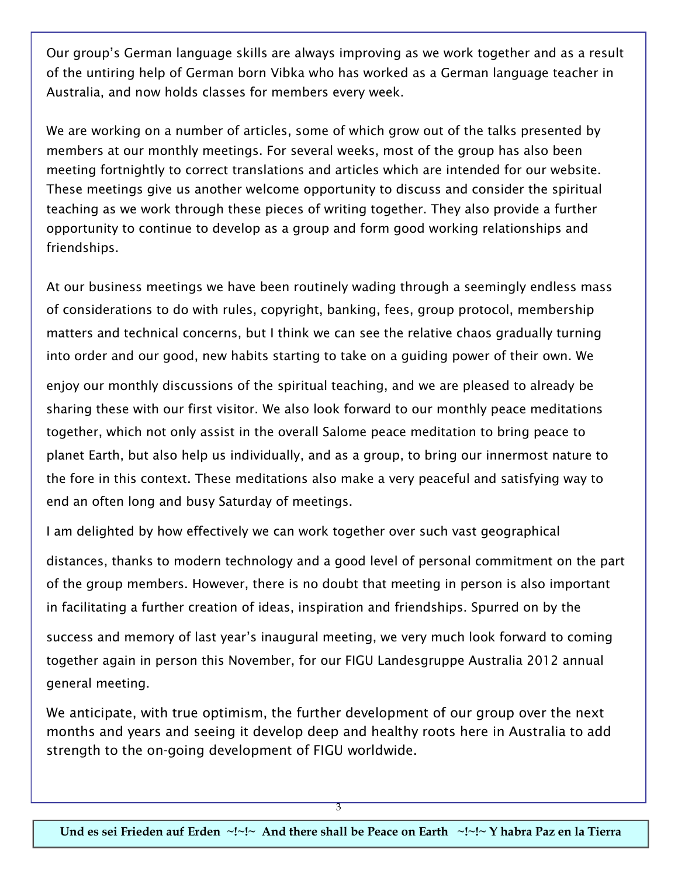Our group's German language skills are always improving as we work together and as a result of the untiring help of German born Vibka who has worked as a German language teacher in Australia, and now holds classes for members every week.

We are working on a number of articles, some of which grow out of the talks presented by members at our monthly meetings. For several weeks, most of the group has also been meeting fortnightly to correct translations and articles which are intended for our website. These meetings give us another welcome opportunity to discuss and consider the spiritual teaching as we work through these pieces of writing together. They also provide a further opportunity to continue to develop as a group and form good working relationships and friendships.

At our business meetings we have been routinely wading through a seemingly endless mass of considerations to do with rules, copyright, banking, fees, group protocol, membership matters and technical concerns, but I think we can see the relative chaos gradually turning into order and our good, new habits starting to take on a guiding power of their own. We enjoy our monthly discussions of the spiritual teaching, and we are pleased to already be sharing these with our first visitor. We also look forward to our monthly peace meditations together, which not only assist in the overall Salome peace meditation to bring peace to planet Earth, but also help us individually, and as a group, to bring our innermost nature to the fore in this context. These meditations also make a very peaceful and satisfying way to end an often long and busy Saturday of meetings.

I am delighted by how effectively we can work together over such vast geographical distances, thanks to modern technology and a good level of personal commitment on the part of the group members. However, there is no doubt that meeting in person is also important in facilitating a further creation of ideas, inspiration and friendships. Spurred on by the success and memory of last year's inaugural meeting, we very much look forward to coming together again in person this November, for our FIGU Landesgruppe Australia 2012 annual general meeting.

We anticipate, with true optimism, the further development of our group over the next months and years and seeing it develop deep and healthy roots here in Australia to add strength to the on-going development of FIGU worldwide.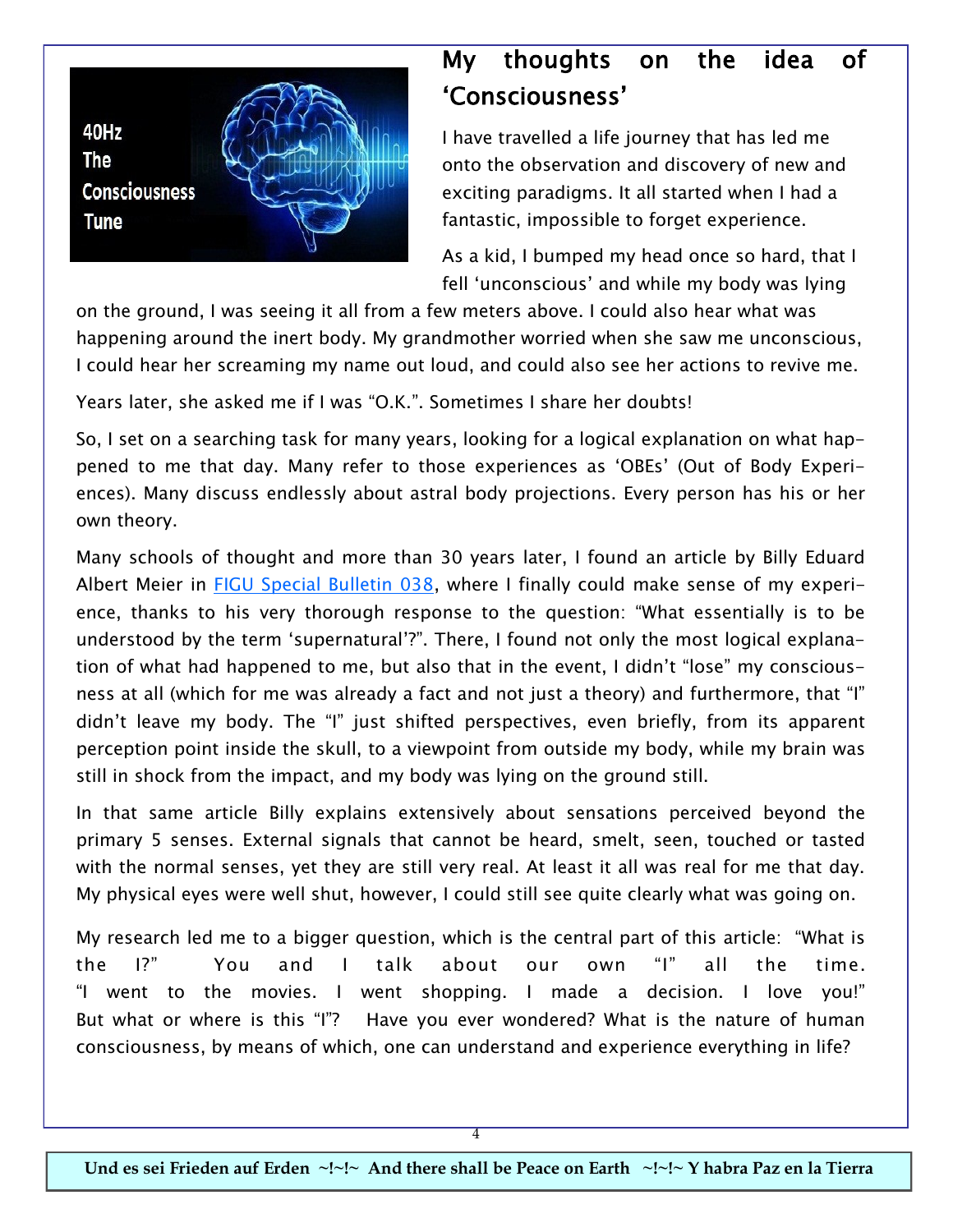## My thoughts on the idea of 'Consciousness'

I have travelled a life journey that has led me onto the observation and discovery of new and exciting paradigms. It all started when I had a fantastic, impossible to forget experience.

As a kid, I bumped my head once so hard, that I fell 'unconscious' and while my body was lying on the ground, I was seeing it all from a few meters above. I could also hear what was happening around the inert body. My grandmother worried when she saw me unconscious, I could hear her screaming my name out loud, and could also see her actions to revive me.

Years later, she asked me if I was "O.K.". Sometimes I share her doubts!

So, I set on a searching task for many years, looking for a logical explanation on what happened to me that day. Many refer to those experiences as 'OBEs' (Out of Body Experiences). Many discuss endlessly about astral body projections. Every person has his or her own theory.

Many schools of thought and more than 30 years later, I found an article by Billy Eduard Albert Meier in FIGU Special Bulletin 038, where I finally could make sense of my experience, thanks to his very thorough response to the question: "What essentially is to be understood by the term 'supernatural'?". There, I found not only the most logical explanation of what had happened to me, but also that in the event, I didn't "lose" my consciousness at all (which for me was already a fact and not just a theory) and furthermore, that "I" didn't leave my body. The "I" just shifted perspectives, even briefly, from its apparent perception point inside the skull, to a viewpoint from outside my body, while my brain was still in shock from the impact, and my body was lying on the ground still.

In that same article Billy explains extensively about sensations perceived beyond the primary 5 senses. External signals that cannot be heard, smelt, seen, touched or tasted with the normal senses, yet they are still very real. At least it all was real for me that day. My physical eyes were well shut, however, I could still see quite clearly what was going on.

My research led me to a bigger question, which is the central part of this article: "What is the I?" You and I talk about our own "I" all the time. "I went to the movies. I went shopping. I made a decision. I love you!" But what or where is this "I"? Have you ever wondered? What is the nature of human consciousness, by means of which, one can understand and experience everything in life?

**Und es sei Frieden auf Erden ~!~!~ And there shall be Peace on Earth ~!~!~ Y habra Paz en la Tierra**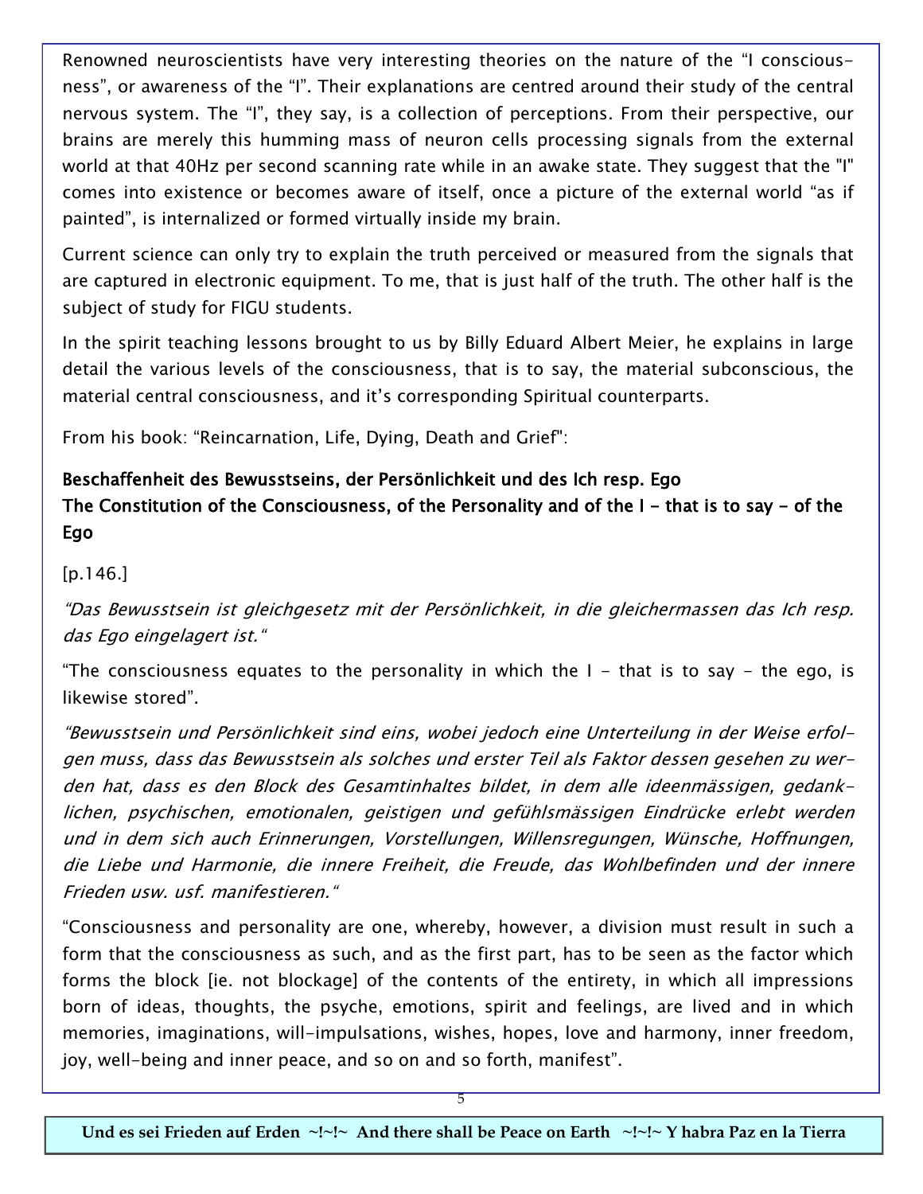Renowned neuroscientists have very interesting theories on the nature of the "I consciousness", or awareness of the "I". Their explanations are centred around their study of the central nervous system. The "I", they say, is a collection of perceptions. From their perspective, our brains are merely this humming mass of neuron cells processing signals from the external world at that 40Hz per second scanning rate while in an awake state. They suggest that the "I" comes into existence or becomes aware of itself, once a picture of the external world "as if painted", is internalized or formed virtually inside my brain.

Current science can only try to explain the truth perceived or measured from the signals that are captured in electronic equipment. To me, that is just half of the truth. The other half is the subject of study for FIGU students.

In the spirit teaching lessons brought to us by Billy Eduard Albert Meier, he explains in large detail the various levels of the consciousness, that is to say, the material subconscious, the material central consciousness, and it's corresponding Spiritual counterparts.

From his book: "Reincarnation, Life, Dying, Death and Grief":

**Beschaffenheit des Bewusstseins, der Persönlichkeit und des Ich resp. Ego**
**The Constitution of the Consciousness, of the Personality and of the I - that is to say - of the Ego**

[p.146.]

*"Das Bewusstsein ist gleichgesetz mit der Persönlichkeit, in die gleichermassen das Ich resp. das Ego eingelagert ist."*

"The consciousness equates to the personality in which the I - that is to say - the ego, is likewise stored".

*"Bewusstsein und Persönlichkeit sind eins, wobei jedoch eine Unterteilung in der Weise erfolgen muss, dass das Bewusstsein als solches und erster Teil als Faktor dessen gesehen zu werden hat, dass es den Block des Gesamtinhaltes bildet, in dem alle ideenmässigen, gedanklichen, psychischen, emotionalen, geistigen und gefühlsmässigen Eindrücke erlebt werden und in dem sich auch Erinnerungen, Vorstellungen, Willensregungen, Wünsche, Hoffnungen, die Liebe und Harmonie, die innere Freiheit, die Freude, das Wohlbefinden und der innere Frieden usw. usf. manifestieren."*

"Consciousness and personality are one, whereby, however, a division must result in such a form that the consciousness as such, and as the first part, has to be seen as the factor which forms the block [ie. not blockage] of the contents of the entirety, in which all impressions born of ideas, thoughts, the psyche, emotions, spirit and feelings, are lived and in which memories, imaginations, will-impulsations, wishes, hopes, love and harmony, inner freedom, joy, well-being and inner peace, and so on and so forth, manifest".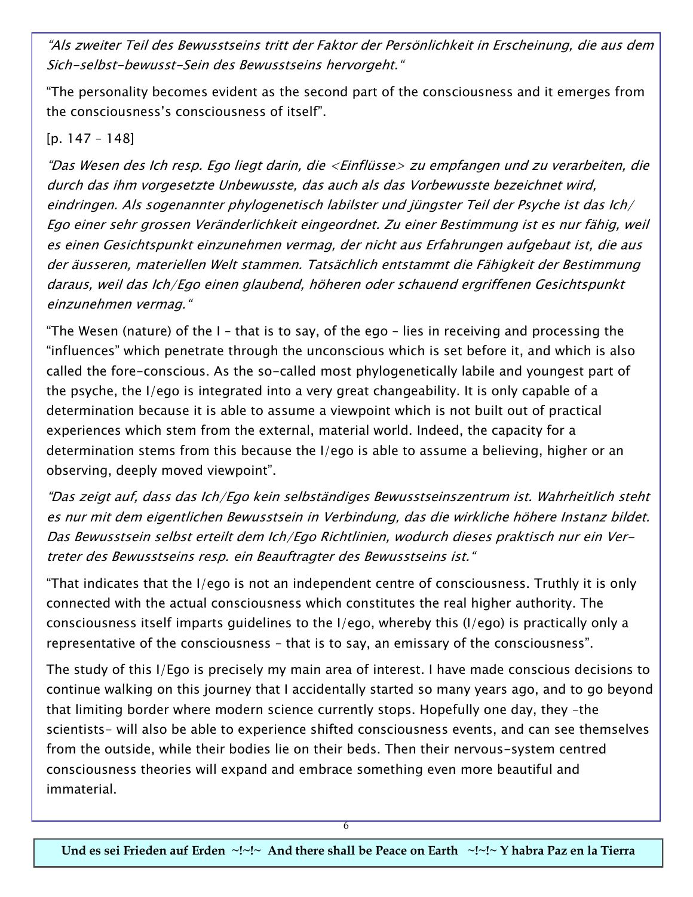*“Als zweiter Teil des Bewusstseins tritt der Faktor der Persönlichkeit in Erscheinung, die aus dem Sich-selbst-bewusst-Sein des Bewusstseins hervorgeht.“*

“The personality becomes evident as the second part of the consciousness and it emerges from the consciousness’s consciousness of itself”.

[p. 147 – 148]

*“Das Wesen des Ich resp. Ego liegt darin, die <Einflüsse> zu empfangen und zu verarbeiten, die durch das ihm vorgesetzte Unbewusste, das auch als das Vorbewusste bezeichnet wird, eindringen. Als sogenannter phylogenetisch labilster und jüngster Teil der Psyche ist das Ich/Ego einer sehr grossen Veränderlichkeit eingeordnet. Zu einer Bestimmung ist es nur fähig, weil es einen Gesichtspunkt einzunehmen vermag, der nicht aus Erfahrungen aufgebaut ist, die aus der äusseren, materiellen Welt stammen. Tatsächlich entstammt die Fähigkeit der Bestimmung daraus, weil das Ich/Ego einen glaubend, höheren oder schauend ergriffenen Gesichtspunkt einzunehmen vermag.“*

“The Wesen (nature) of the I – that is to say, of the ego – lies in receiving and processing the “influences” which penetrate through the unconscious which is set before it, and which is also called the fore-conscious. As the so-called most phylogenetically labile and youngest part of the psyche, the I/ego is integrated into a very great changeability. It is only capable of a determination because it is able to assume a viewpoint which is not built out of practical experiences which stem from the external, material world. Indeed, the capacity for a determination stems from this because the I/ego is able to assume a believing, higher or an observing, deeply moved viewpoint”.

*“Das zeigt auf, dass das Ich/Ego kein selbständiges Bewusstseinszentrum ist. Wahrheitlich steht es nur mit dem eigentlichen Bewusstsein in Verbindung, das die wirkliche höhere Instanz bildet. Das Bewusstsein selbst erteilt dem Ich/Ego Richtlinien, wodurch dieses praktisch nur ein Vertreter des Bewusstseins resp. ein Beauftragter des Bewusstseins ist.“*

“That indicates that the I/ego is not an independent centre of consciousness. Truthly it is only connected with the actual consciousness which constitutes the real higher authority. The consciousness itself imparts guidelines to the I/ego, whereby this (I/ego) is practically only a representative of the consciousness – that is to say, an emissary of the consciousness”.

The study of this I/Ego is precisely my main area of interest. I have made conscious decisions to continue walking on this journey that I accidentally started so many years ago, and to go beyond that limiting border where modern science currently stops. Hopefully one day, they –the scientists– will also be able to experience shifted consciousness events, and can see themselves from the outside, while their bodies lie on their beds. Then their nervous-system centred consciousness theories will expand and embrace something even more beautiful and immaterial.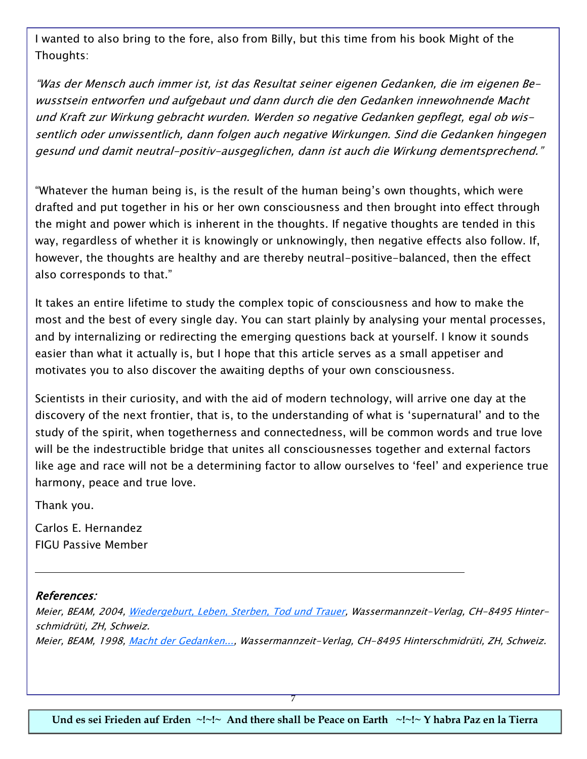I wanted to also bring to the fore, also from Billy, but this time from his book Might of the Thoughts:

*"Was der Mensch auch immer ist, ist das Resultat seiner eigenen Gedanken, die im eigenen Bewusstsein entworfen und aufgebaut und dann durch die den Gedanken innewohnende Macht und Kraft zur Wirkung gebracht wurden. Werden so negative Gedanken gepflegt, egal ob wissentlich oder unwissentlich, dann folgen auch negative Wirkungen. Sind die Gedanken hingegen gesund und damit neutral-positiv-ausgeglichen, dann ist auch die Wirkung dementsprechend."*

"Whatever the human being is, is the result of the human being's own thoughts, which were drafted and put together in his or her own consciousness and then brought into effect through the might and power which is inherent in the thoughts. If negative thoughts are tended in this way, regardless of whether it is knowingly or unknowingly, then negative effects also follow. If, however, the thoughts are healthy and are thereby neutral-positive-balanced, then the effect also corresponds to that."

It takes an entire lifetime to study the complex topic of consciousness and how to make the most and the best of every single day. You can start plainly by analysing your mental processes, and by internalizing or redirecting the emerging questions back at yourself. I know it sounds easier than what it actually is, but I hope that this article serves as a small appetiser and motivates you to also discover the awaiting depths of your own consciousness.

Scientists in their curiosity, and with the aid of modern technology, will arrive one day at the discovery of the next frontier, that is, to the understanding of what is 'supernatural' and to the study of the spirit, when togetherness and connectedness, will be common words and true love will be the indestructible bridge that unites all consciousnesses together and external factors like age and race will not be a determining factor to allow ourselves to 'feel' and experience true harmony, peace and true love.

Thank you.

Carlos E. Hernandez
FIGU Passive Member

---

***References:***

*Meier, BEAM, 2004, [Wiedergeburt, Leben, Sterben, Tod und Trauer](), Wassermannzeit-Verlag, CH-8495 Hinterschmidrüti, ZH, Schweiz.*

*Meier, BEAM, 1998, [Macht der Gedanken...](), Wassermannzeit-Verlag, CH-8495 Hinterschmidrüti, ZH, Schweiz.*

**Und es sei Frieden auf Erden ~!~!~ And there shall be Peace on Earth ~!~!~ Y habra Paz en la Tierra**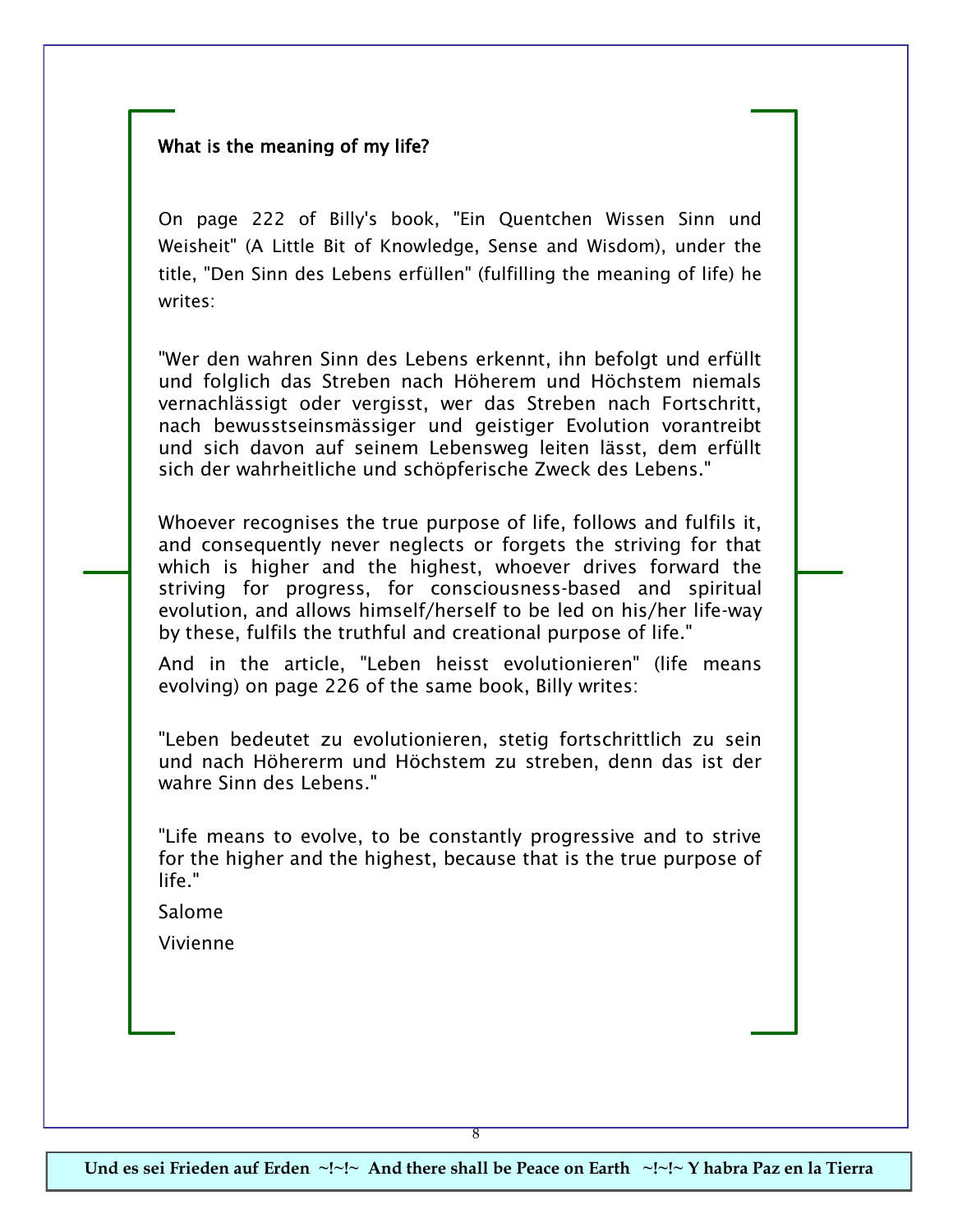**What is the meaning of my life?**

On page 222 of Billy's book, "Ein Quentchen Wissen Sinn und Weisheit" (A Little Bit of Knowledge, Sense and Wisdom), under the title, "Den Sinn des Lebens erfüllen" (fulfilling the meaning of life) he writes:

"Wer den wahren Sinn des Lebens erkennt, ihn befolgt und erfüllt und folglich das Streben nach Höherem und Höchstem niemals vernachlässigt oder vergisst, wer das Streben nach Fortschritt, nach bewusstseinsmässiger und geistiger Evolution vorantreibt und sich davon auf seinem Lebensweg leiten lässt, dem erfüllt sich der wahrheitliche und schöpferische Zweck des Lebens."

Whoever recognises the true purpose of life, follows and fulfils it, and consequently never neglects or forgets the striving for that which is higher and the highest, whoever drives forward the striving for progress, for consciousness-based and spiritual evolution, and allows himself/herself to be led on his/her life-way by these, fulfils the truthful and creational purpose of life."

And in the article, "Leben heisst evolutionieren" (life means evolving) on page 226 of the same book, Billy writes:

"Leben bedeutet zu evolutionieren, stetig fortschrittlich zu sein und nach Höhererm und Höchstem zu streben, denn das ist der wahre Sinn des Lebens."

"Life means to evolve, to be constantly progressive and to strive for the higher and the highest, because that is the true purpose of life."

Salome

Vivienne

**Und es sei Frieden auf Erden ~!~!~ And there shall be Peace on Earth ~!~!~ Y habra Paz en la Tierra**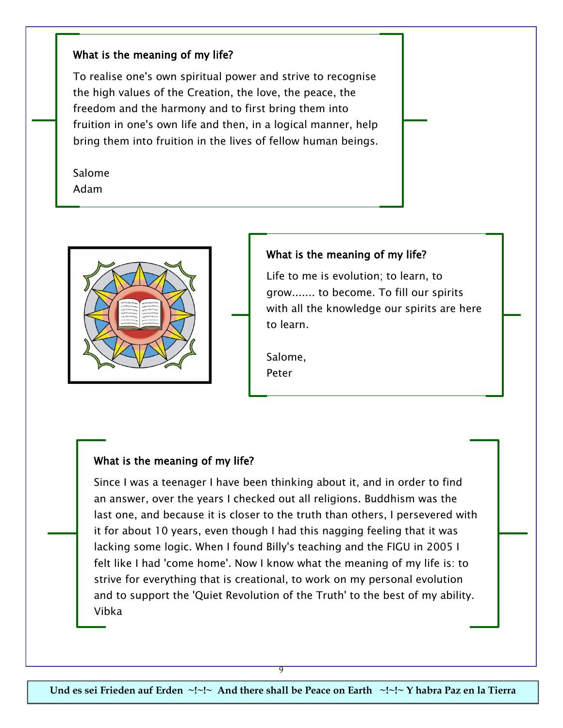### What is the meaning of my life?

To realise one's own spiritual power and strive to recognise the high values of the Creation, the love, the peace, the freedom and the harmony and to first bring them into fruition in one's own life and then, in a logical manner, help bring them into fruition in the lives of fellow human beings.

Salome
Adam

### What is the meaning of my life?

Life to me is evolution; to learn, to grow....... to become. To fill our spirits with all the knowledge our spirits are here to learn.

Salome,
Peter

### What is the meaning of my life?

Since I was a teenager I have been thinking about it, and in order to find an answer, over the years I checked out all religions. Buddhism was the last one, and because it is closer to the truth than others, I persevered with it for about 10 years, even though I had this nagging feeling that it was lacking some logic. When I found Billy's teaching and the FIGU in 2005 I felt like I had 'come home'. Now I know what the meaning of my life is: to strive for everything that is creational, to work on my personal evolution and to support the 'Quiet Revolution of the Truth' to the best of my ability.
Vibka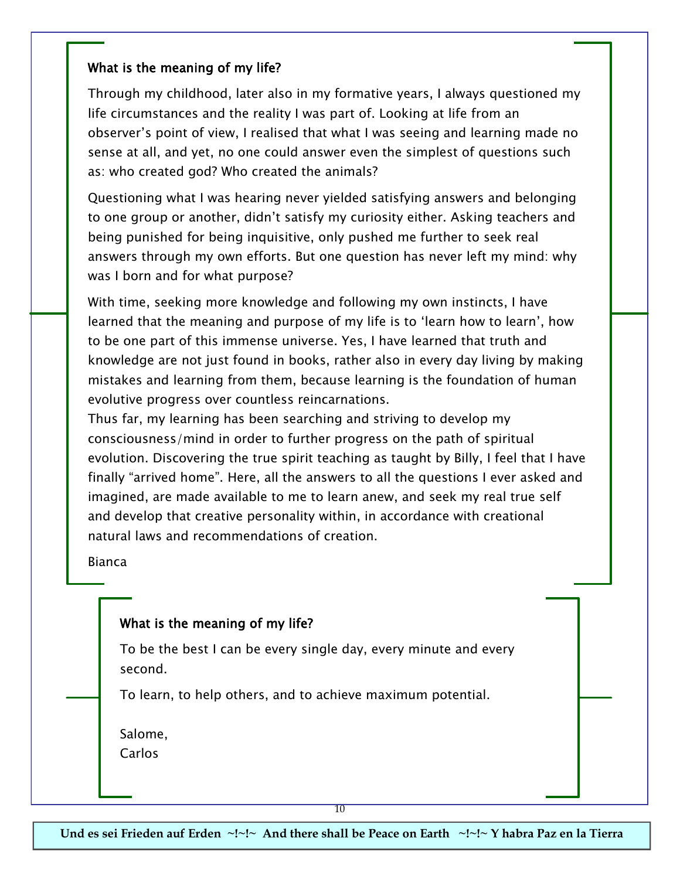### What is the meaning of my life?

Through my childhood, later also in my formative years, I always questioned my life circumstances and the reality I was part of. Looking at life from an observer's point of view, I realised that what I was seeing and learning made no sense at all, and yet, no one could answer even the simplest of questions such as: who created god? Who created the animals?

Questioning what I was hearing never yielded satisfying answers and belonging to one group or another, didn't satisfy my curiosity either. Asking teachers and being punished for being inquisitive, only pushed me further to seek real answers through my own efforts. But one question has never left my mind: why was I born and for what purpose?

With time, seeking more knowledge and following my own instincts, I have learned that the meaning and purpose of my life is to 'learn how to learn', how to be one part of this immense universe. Yes, I have learned that truth and knowledge are not just found in books, rather also in every day living by making mistakes and learning from them, because learning is the foundation of human evolutive progress over countless reincarnations.
Thus far, my learning has been searching and striving to develop my consciousness/mind in order to further progress on the path of spiritual evolution. Discovering the true spirit teaching as taught by Billy, I feel that I have finally "arrived home". Here, all the answers to all the questions I ever asked and imagined, are made available to me to learn anew, and seek my real true self and develop that creative personality within, in accordance with creational natural laws and recommendations of creation.

Bianca

### What is the meaning of my life?

To be the best I can be every single day, every minute and every second.

To learn, to help others, and to achieve maximum potential.

Salome,
Carlos

**Und es sei Frieden auf Erden ~!~!~ And there shall be Peace on Earth ~!~!~ Y habra Paz en la Tierra**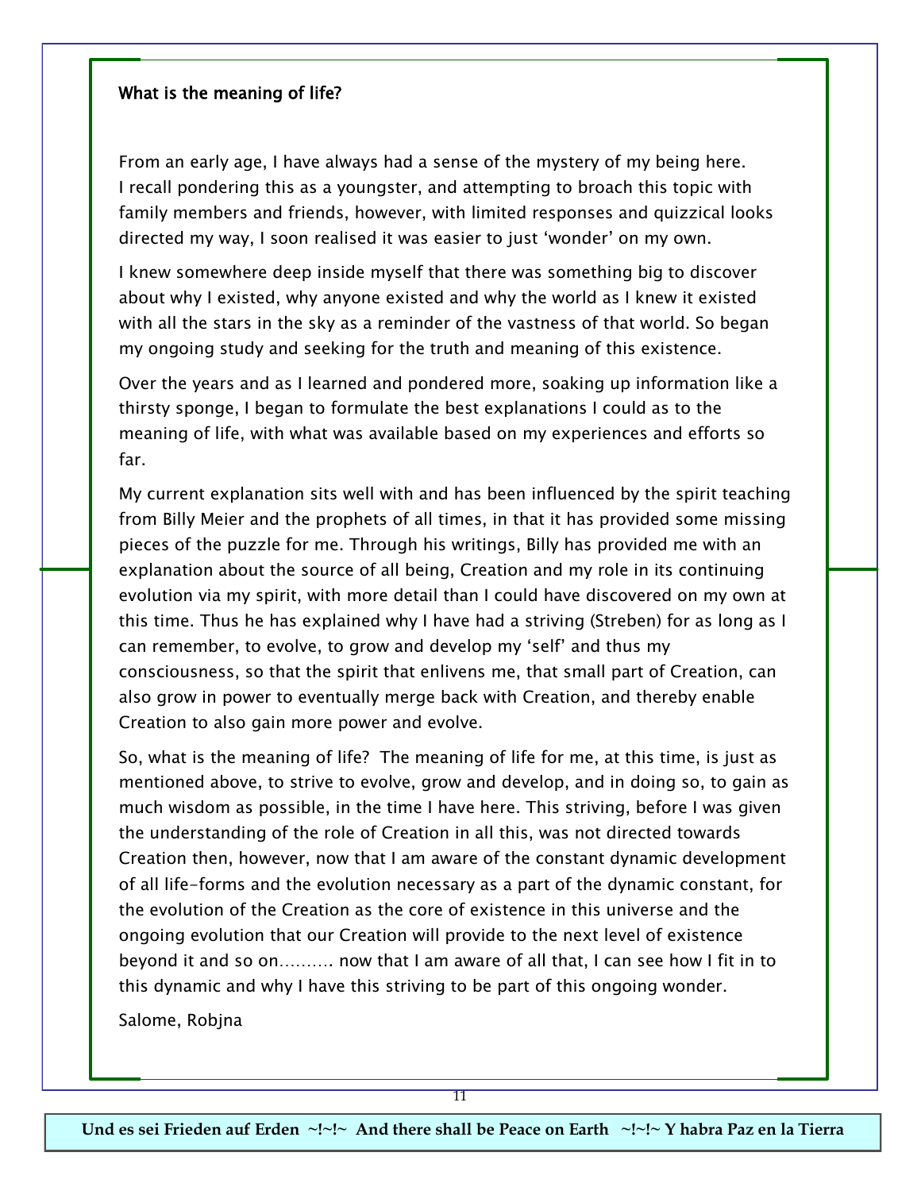**What is the meaning of life?**

From an early age, I have always had a sense of the mystery of my being here. I recall pondering this as a youngster, and attempting to broach this topic with family members and friends, however, with limited responses and quizzical looks directed my way, I soon realised it was easier to just 'wonder' on my own.

I knew somewhere deep inside myself that there was something big to discover about why I existed, why anyone existed and why the world as I knew it existed with all the stars in the sky as a reminder of the vastness of that world. So began my ongoing study and seeking for the truth and meaning of this existence.

Over the years and as I learned and pondered more, soaking up information like a thirsty sponge, I began to formulate the best explanations I could as to the meaning of life, with what was available based on my experiences and efforts so far.

My current explanation sits well with and has been influenced by the spirit teaching from Billy Meier and the prophets of all times, in that it has provided some missing pieces of the puzzle for me. Through his writings, Billy has provided me with an explanation about the source of all being, Creation and my role in its continuing evolution via my spirit, with more detail than I could have discovered on my own at this time. Thus he has explained why I have had a striving (Streben) for as long as I can remember, to evolve, to grow and develop my 'self' and thus my consciousness, so that the spirit that enlivens me, that small part of Creation, can also grow in power to eventually merge back with Creation, and thereby enable Creation to also gain more power and evolve.

So, what is the meaning of life? The meaning of life for me, at this time, is just as mentioned above, to strive to evolve, grow and develop, and in doing so, to gain as much wisdom as possible, in the time I have here. This striving, before I was given the understanding of the role of Creation in all this, was not directed towards Creation then, however, now that I am aware of the constant dynamic development of all life-forms and the evolution necessary as a part of the dynamic constant, for the evolution of the Creation as the core of existence in this universe and the ongoing evolution that our Creation will provide to the next level of existence beyond it and so on………. now that I am aware of all that, I can see how I fit in to this dynamic and why I have this striving to be part of this ongoing wonder.

Salome, Robjna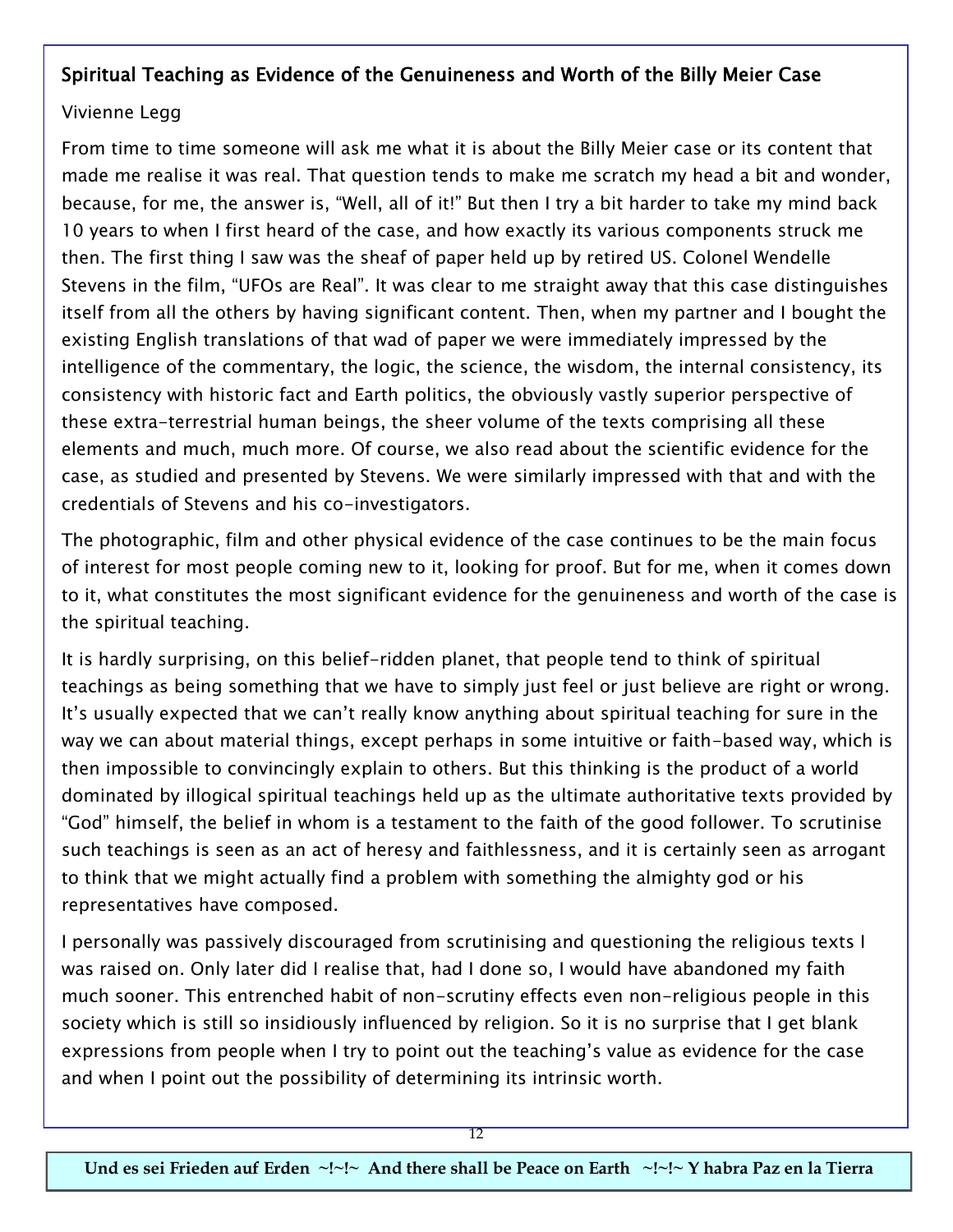## Spiritual Teaching as Evidence of the Genuineness and Worth of the Billy Meier Case

Vivienne Legg

From time to time someone will ask me what it is about the Billy Meier case or its content that made me realise it was real. That question tends to make me scratch my head a bit and wonder, because, for me, the answer is, "Well, all of it!" But then I try a bit harder to take my mind back 10 years to when I first heard of the case, and how exactly its various components struck me then. The first thing I saw was the sheaf of paper held up by retired US. Colonel Wendelle Stevens in the film, "UFOs are Real". It was clear to me straight away that this case distinguishes itself from all the others by having significant content. Then, when my partner and I bought the existing English translations of that wad of paper we were immediately impressed by the intelligence of the commentary, the logic, the science, the wisdom, the internal consistency, its consistency with historic fact and Earth politics, the obviously vastly superior perspective of these extra-terrestrial human beings, the sheer volume of the texts comprising all these elements and much, much more. Of course, we also read about the scientific evidence for the case, as studied and presented by Stevens. We were similarly impressed with that and with the credentials of Stevens and his co-investigators.

The photographic, film and other physical evidence of the case continues to be the main focus of interest for most people coming new to it, looking for proof. But for me, when it comes down to it, what constitutes the most significant evidence for the genuineness and worth of the case is the spiritual teaching.

It is hardly surprising, on this belief-ridden planet, that people tend to think of spiritual teachings as being something that we have to simply just feel or just believe are right or wrong. It's usually expected that we can't really know anything about spiritual teaching for sure in the way we can about material things, except perhaps in some intuitive or faith-based way, which is then impossible to convincingly explain to others. But this thinking is the product of a world dominated by illogical spiritual teachings held up as the ultimate authoritative texts provided by "God" himself, the belief in whom is a testament to the faith of the good follower. To scrutinise such teachings is seen as an act of heresy and faithlessness, and it is certainly seen as arrogant to think that we might actually find a problem with something the almighty god or his representatives have composed.

I personally was passively discouraged from scrutinising and questioning the religious texts I was raised on. Only later did I realise that, had I done so, I would have abandoned my faith much sooner. This entrenched habit of non-scrutiny effects even non-religious people in this society which is still so insidiously influenced by religion. So it is no surprise that I get blank expressions from people when I try to point out the teaching's value as evidence for the case and when I point out the possibility of determining its intrinsic worth.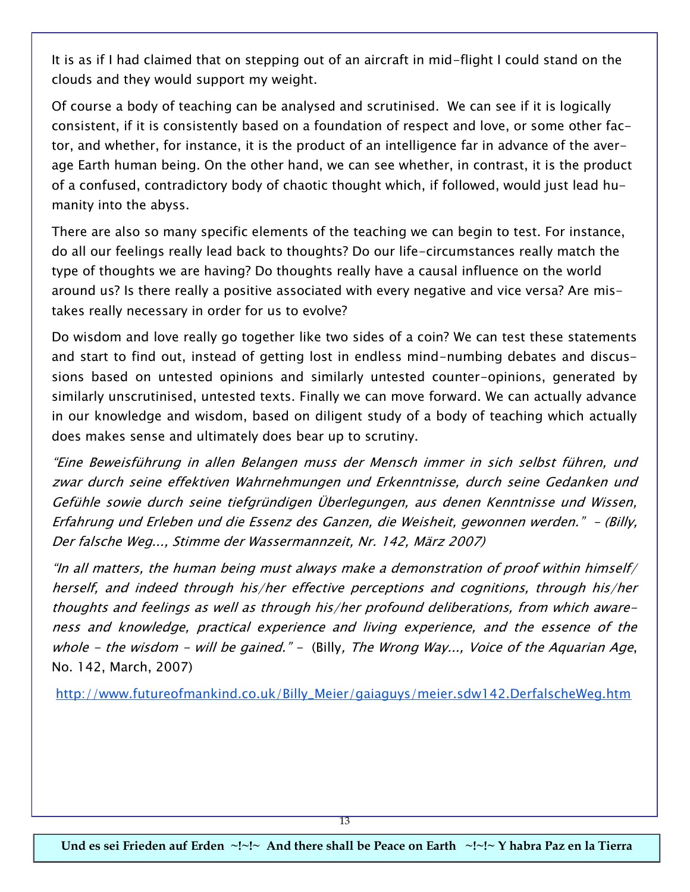It is as if I had claimed that on stepping out of an aircraft in mid-flight I could stand on the clouds and they would support my weight.

Of course a body of teaching can be analysed and scrutinised.  We can see if it is logically consistent, if it is consistently based on a foundation of respect and love, or some other factor, and whether, for instance, it is the product of an intelligence far in advance of the average Earth human being. On the other hand, we can see whether, in contrast, it is the product of a confused, contradictory body of chaotic thought which, if followed, would just lead humanity into the abyss.

There are also so many specific elements of the teaching we can begin to test. For instance, do all our feelings really lead back to thoughts? Do our life-circumstances really match the type of thoughts we are having? Do thoughts really have a causal influence on the world around us? Is there really a positive associated with every negative and vice versa? Are mistakes really necessary in order for us to evolve?

Do wisdom and love really go together like two sides of a coin? We can test these statements and start to find out, instead of getting lost in endless mind-numbing debates and discussions based on untested opinions and similarly untested counter-opinions, generated by similarly unscrutinised, untested texts. Finally we can move forward. We can actually advance in our knowledge and wisdom, based on diligent study of a body of teaching which actually does makes sense and ultimately does bear up to scrutiny.

*"Eine Beweisführung in allen Belangen muss der Mensch immer in sich selbst führen, und zwar durch seine effektiven Wahrnehmungen und Erkenntnisse, durch seine Gedanken und Gefühle sowie durch seine tiefgründigen Überlegungen, aus denen Kenntnisse und Wissen, Erfahrung und Erleben und die Essenz des Ganzen, die Weisheit, gewonnen werden." – (Billy, Der falsche Weg..., Stimme der Wassermannzeit, Nr. 142, März 2007)*

*"In all matters, the human being must always make a demonstration of proof within himself/herself, and indeed through his/her effective perceptions and cognitions, through his/her thoughts and feelings as well as through his/her profound deliberations, from which awareness and knowledge, practical experience and living experience, and the essence of the whole – the wisdom – will be gained."* – (Billy, *The Wrong Way..., Voice of the Aquarian Age*, No. 142, March, 2007)

http://www.futureofmankind.co.uk/Billy_Meier/gaiaguys/meier.sdw142.DerfalscheWeg.htm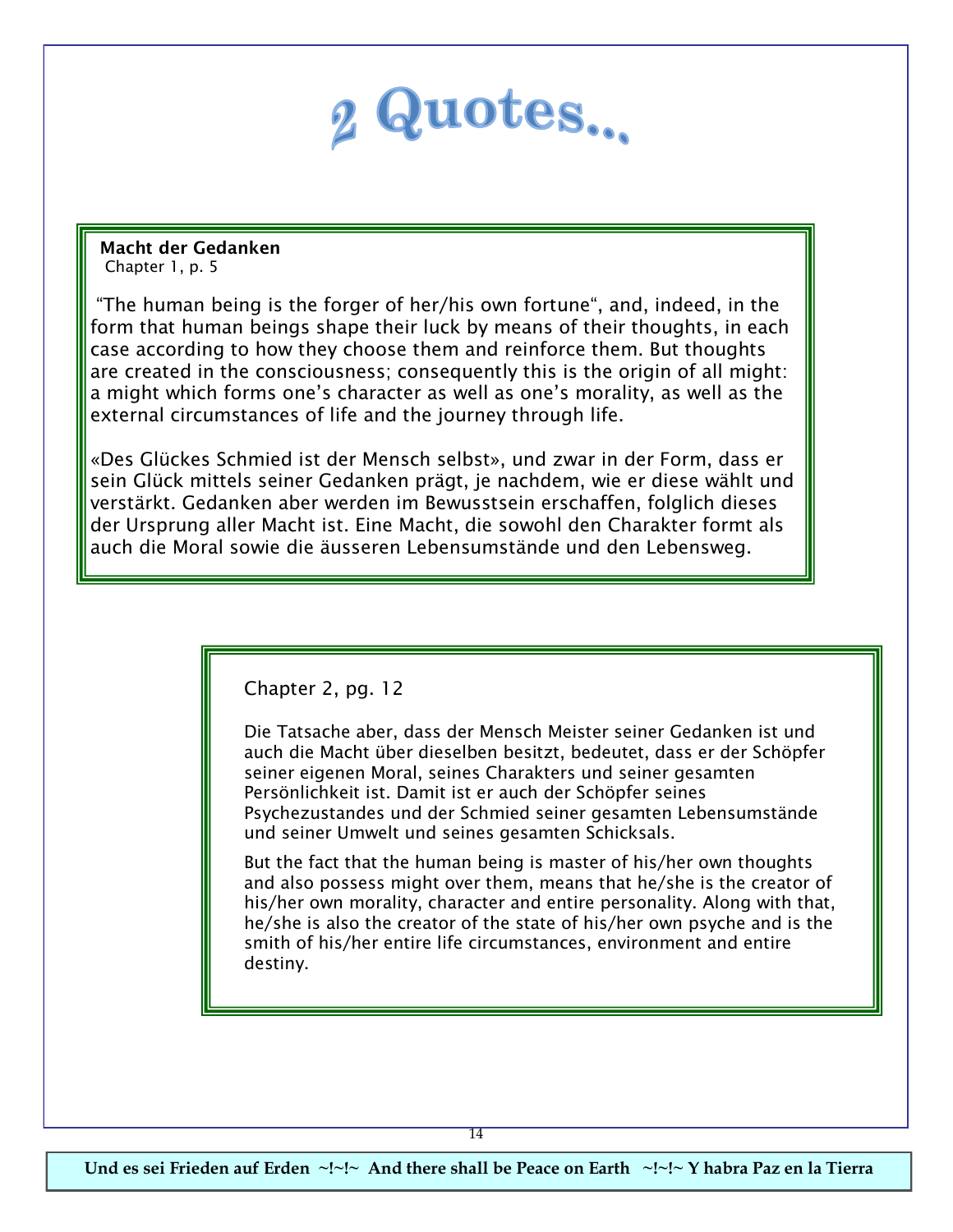# 2 Quotes...

**Macht der Gedanken**
Chapter 1, p. 5

"The human being is the forger of her/his own fortune", and, indeed, in the form that human beings shape their luck by means of their thoughts, in each case according to how they choose them and reinforce them. But thoughts are created in the consciousness; consequently this is the origin of all might: a might which forms one's character as well as one's morality, as well as the external circumstances of life and the journey through life.

«Des Glückes Schmied ist der Mensch selbst», und zwar in der Form, dass er sein Glück mittels seiner Gedanken prägt, je nachdem, wie er diese wählt und verstärkt. Gedanken aber werden im Bewusstsein erschaffen, folglich dieses der Ursprung aller Macht ist. Eine Macht, die sowohl den Charakter formt als auch die Moral sowie die äusseren Lebensumstände und den Lebensweg.

Chapter 2, pg. 12

Die Tatsache aber, dass der Mensch Meister seiner Gedanken ist und auch die Macht über dieselben besitzt, bedeutet, dass er der Schöpfer seiner eigenen Moral, seines Charakters und seiner gesamten Persönlichkeit ist. Damit ist er auch der Schöpfer seines Psychezustandes und der Schmied seiner gesamten Lebensumstände und seiner Umwelt und seines gesamten Schicksals.

But the fact that the human being is master of his/her own thoughts and also possess might over them, means that he/she is the creator of his/her own morality, character and entire personality. Along with that, he/she is also the creator of the state of his/her own psyche and is the smith of his/her entire life circumstances, environment and entire destiny.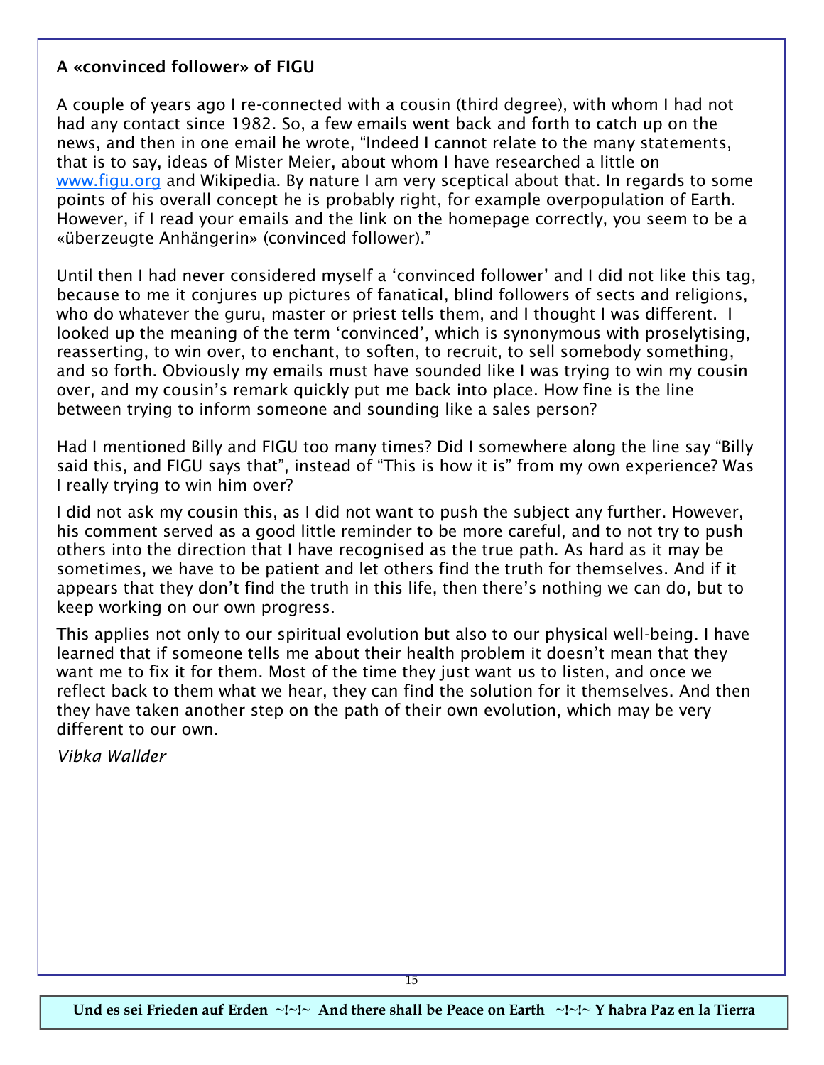## A «convinced follower» of FIGU

A couple of years ago I re-connected with a cousin (third degree), with whom I had not had any contact since 1982. So, a few emails went back and forth to catch up on the news, and then in one email he wrote, "Indeed I cannot relate to the many statements, that is to say, ideas of Mister Meier, about whom I have researched a little on www.figu.org and Wikipedia. By nature I am very sceptical about that. In regards to some points of his overall concept he is probably right, for example overpopulation of Earth. However, if I read your emails and the link on the homepage correctly, you seem to be a «überzeugte Anhängerin» (convinced follower)."

Until then I had never considered myself a 'convinced follower' and I did not like this tag, because to me it conjures up pictures of fanatical, blind followers of sects and religions, who do whatever the guru, master or priest tells them, and I thought I was different. I looked up the meaning of the term 'convinced', which is synonymous with proselytising, reasserting, to win over, to enchant, to soften, to recruit, to sell somebody something, and so forth. Obviously my emails must have sounded like I was trying to win my cousin over, and my cousin's remark quickly put me back into place. How fine is the line between trying to inform someone and sounding like a sales person?

Had I mentioned Billy and FIGU too many times? Did I somewhere along the line say "Billy said this, and FIGU says that", instead of "This is how it is" from my own experience? Was I really trying to win him over?

I did not ask my cousin this, as I did not want to push the subject any further. However, his comment served as a good little reminder to be more careful, and to not try to push others into the direction that I have recognised as the true path. As hard as it may be sometimes, we have to be patient and let others find the truth for themselves. And if it appears that they don't find the truth in this life, then there's nothing we can do, but to keep working on our own progress.

This applies not only to our spiritual evolution but also to our physical well-being. I have learned that if someone tells me about their health problem it doesn't mean that they want me to fix it for them. Most of the time they just want us to listen, and once we reflect back to them what we hear, they can find the solution for it themselves. And then they have taken another step on the path of their own evolution, which may be very different to our own.

*Vibka Wallder*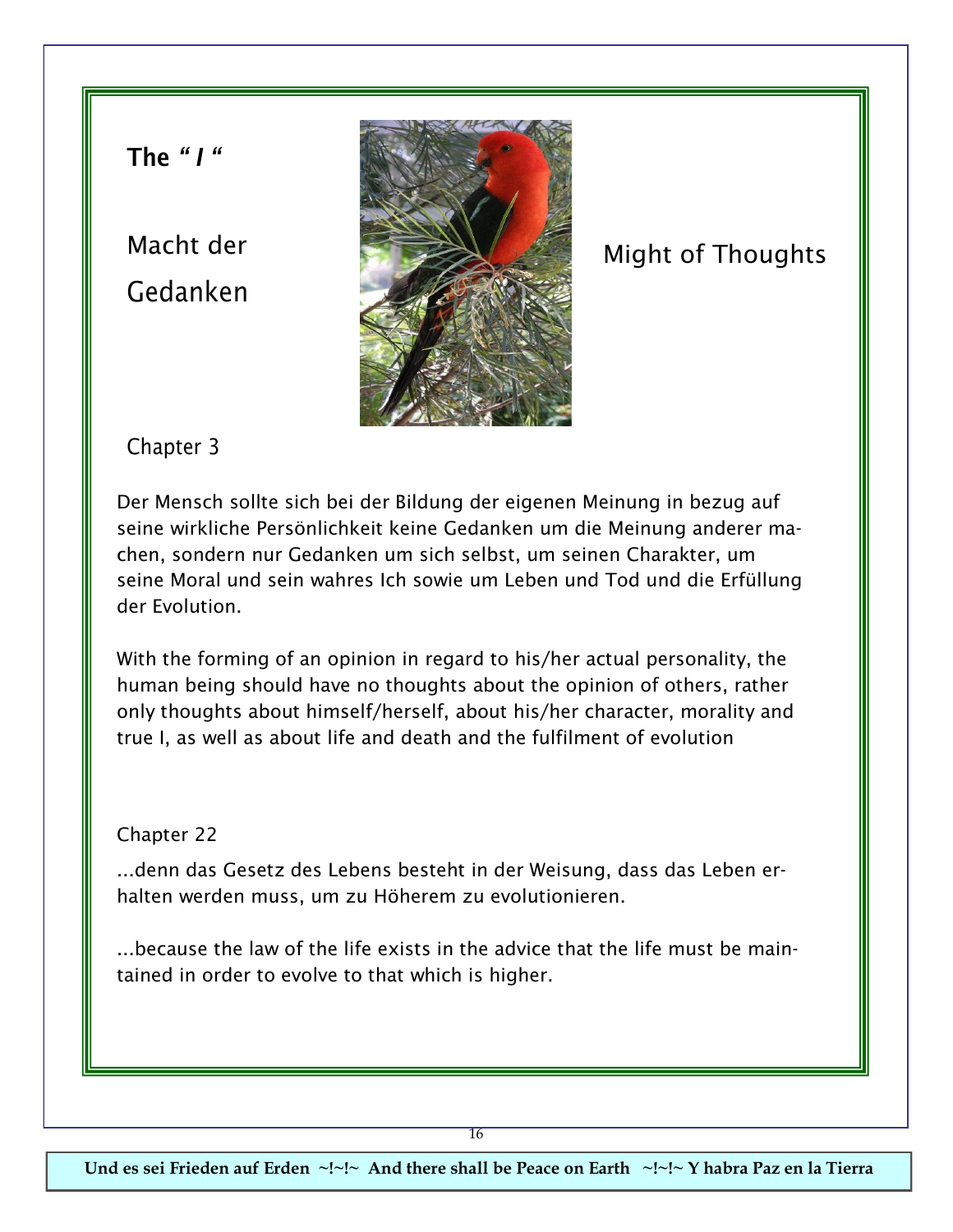**The “ *I* “**

Macht der Gedanken

Might of Thoughts

Chapter 3

Der Mensch sollte sich bei der Bildung der eigenen Meinung in bezug auf seine wirkliche Persönlichkeit keine Gedanken um die Meinung anderer machen, sondern nur Gedanken um sich selbst, um seinen Charakter, um seine Moral und sein wahres Ich sowie um Leben und Tod und die Erfüllung der Evolution.

With the forming of an opinion in regard to his/her actual personality, the human being should have no thoughts about the opinion of others, rather only thoughts about himself/herself, about his/her character, morality and true I, as well as about life and death and the fulfilment of evolution

Chapter 22

...denn das Gesetz des Lebens besteht in der Weisung, dass das Leben erhalten werden muss, um zu Höherem zu evolutionieren.

...because the law of the life exists in the advice that the life must be maintained in order to evolve to that which is higher.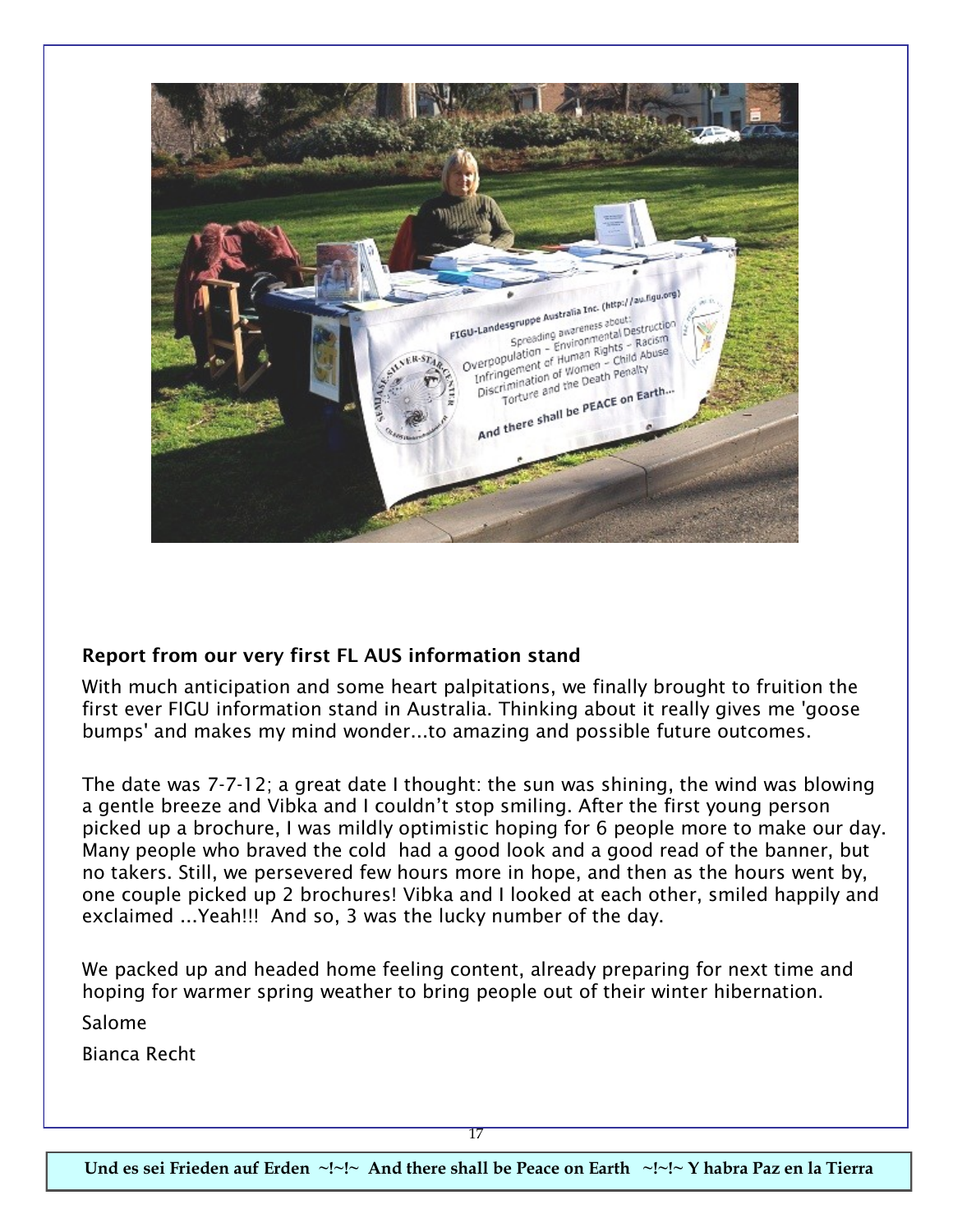## Report from our very first FL AUS information stand

With much anticipation and some heart palpitations, we finally brought to fruition the first ever FIGU information stand in Australia. Thinking about it really gives me 'goose bumps' and makes my mind wonder...to amazing and possible future outcomes.

The date was 7-7-12; a great date I thought: the sun was shining, the wind was blowing a gentle breeze and Vibka and I couldn't stop smiling. After the first young person picked up a brochure, I was mildly optimistic hoping for 6 people more to make our day. Many people who braved the cold had a good look and a good read of the banner, but no takers. Still, we persevered few hours more in hope, and then as the hours went by, one couple picked up 2 brochures! Vibka and I looked at each other, smiled happily and exclaimed ...Yeah!!! And so, 3 was the lucky number of the day.

We packed up and headed home feeling content, already preparing for next time and hoping for warmer spring weather to bring people out of their winter hibernation.

Salome

Bianca Recht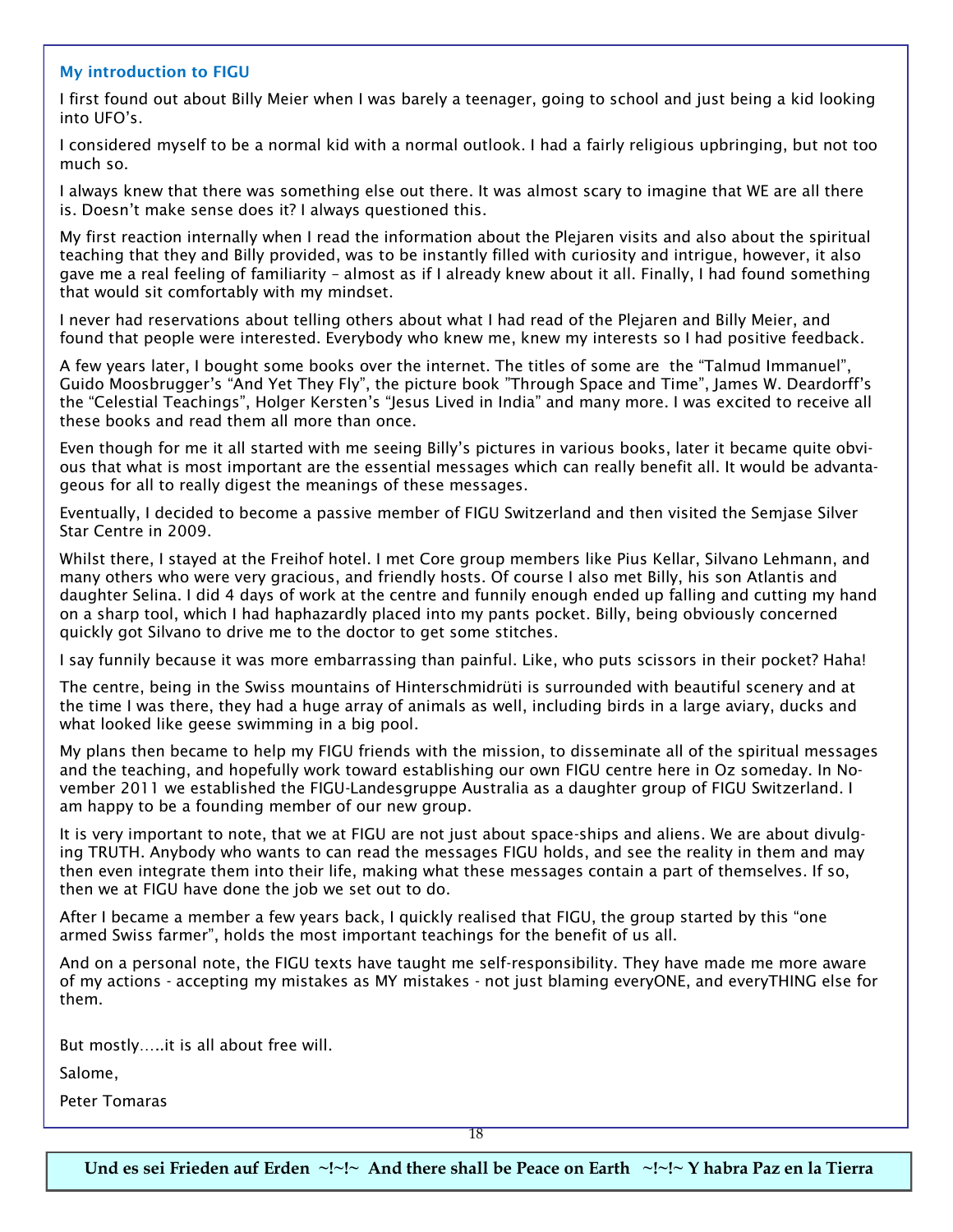### My introduction to FIGU

I first found out about Billy Meier when I was barely a teenager, going to school and just being a kid looking into UFO's.

I considered myself to be a normal kid with a normal outlook. I had a fairly religious upbringing, but not too much so.

I always knew that there was something else out there. It was almost scary to imagine that WE are all there is. Doesn't make sense does it? I always questioned this.

My first reaction internally when I read the information about the Plejaren visits and also about the spiritual teaching that they and Billy provided, was to be instantly filled with curiosity and intrigue, however, it also gave me a real feeling of familiarity – almost as if I already knew about it all. Finally, I had found something that would sit comfortably with my mindset.

I never had reservations about telling others about what I had read of the Plejaren and Billy Meier, and found that people were interested. Everybody who knew me, knew my interests so I had positive feedback.

A few years later, I bought some books over the internet. The titles of some are the "Talmud Immanuel", Guido Moosbrugger's "And Yet They Fly", the picture book "Through Space and Time", James W. Deardorff's the "Celestial Teachings", Holger Kersten's "Jesus Lived in India" and many more. I was excited to receive all these books and read them all more than once.

Even though for me it all started with me seeing Billy's pictures in various books, later it became quite obvious that what is most important are the essential messages which can really benefit all. It would be advantageous for all to really digest the meanings of these messages.

Eventually, I decided to become a passive member of FIGU Switzerland and then visited the Semjase Silver Star Centre in 2009.

Whilst there, I stayed at the Freihof hotel. I met Core group members like Pius Kellar, Silvano Lehmann, and many others who were very gracious, and friendly hosts. Of course I also met Billy, his son Atlantis and daughter Selina. I did 4 days of work at the centre and funnily enough ended up falling and cutting my hand on a sharp tool, which I had haphazardly placed into my pants pocket. Billy, being obviously concerned quickly got Silvano to drive me to the doctor to get some stitches.

I say funnily because it was more embarrassing than painful. Like, who puts scissors in their pocket? Haha!

The centre, being in the Swiss mountains of Hinterschmidrüti is surrounded with beautiful scenery and at the time I was there, they had a huge array of animals as well, including birds in a large aviary, ducks and what looked like geese swimming in a big pool.

My plans then became to help my FIGU friends with the mission, to disseminate all of the spiritual messages and the teaching, and hopefully work toward establishing our own FIGU centre here in Oz someday. In November 2011 we established the FIGU-Landesgruppe Australia as a daughter group of FIGU Switzerland. I am happy to be a founding member of our new group.

It is very important to note, that we at FIGU are not just about space-ships and aliens. We are about divulging TRUTH. Anybody who wants to can read the messages FIGU holds, and see the reality in them and may then even integrate them into their life, making what these messages contain a part of themselves. If so, then we at FIGU have done the job we set out to do.

After I became a member a few years back, I quickly realised that FIGU, the group started by this "one armed Swiss farmer", holds the most important teachings for the benefit of us all.

And on a personal note, the FIGU texts have taught me self-responsibility. They have made me more aware of my actions - accepting my mistakes as MY mistakes - not just blaming everyONE, and everyTHING else for them.

But mostly…..it is all about free will.

Salome,

Peter Tomaras

**Und es sei Frieden auf Erden ~!~!~ And there shall be Peace on Earth ~!~!~ Y habra Paz en la Tierra**